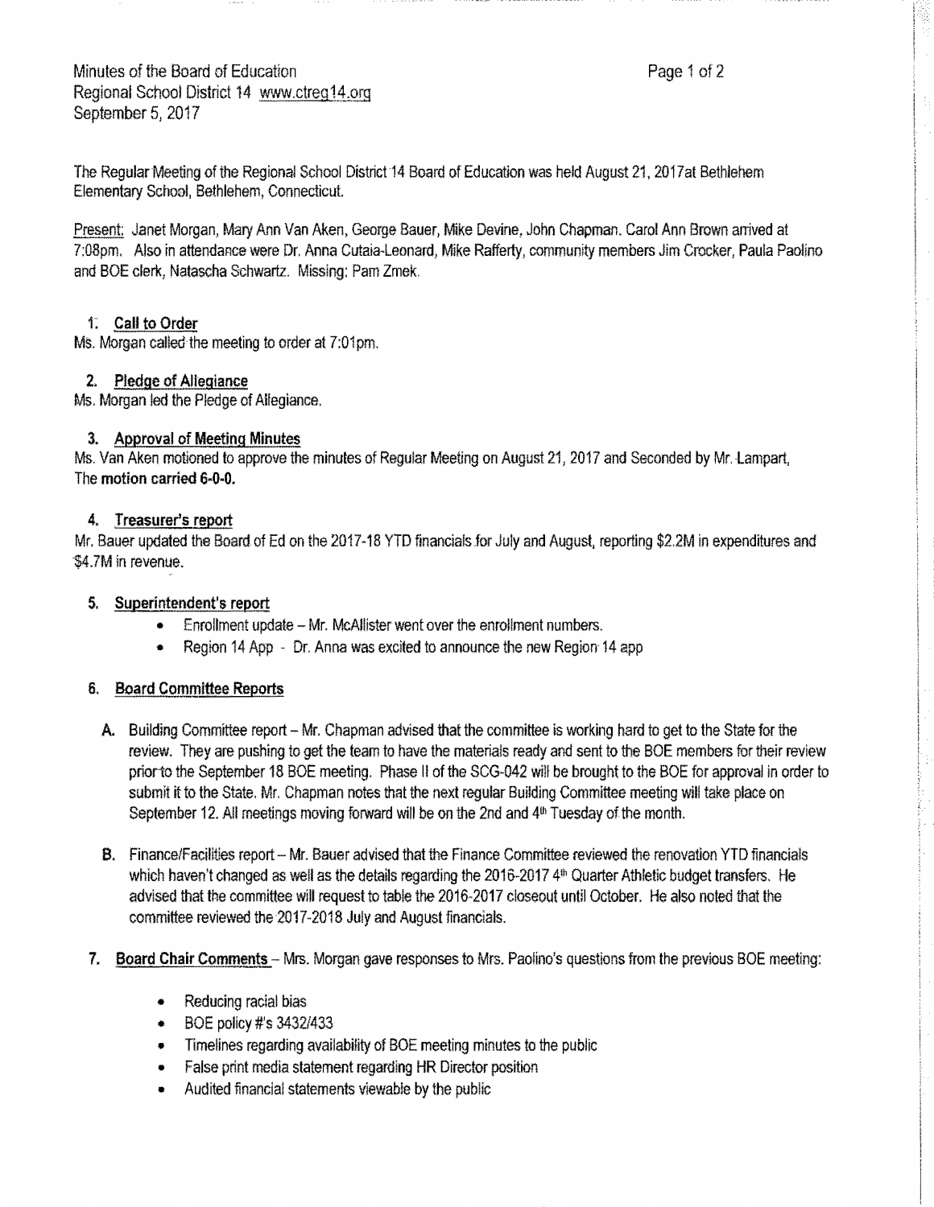Minutes of the Board of Education
Regional School District 14 www.ctreg14.org
September 5, 2017

The Regular Meeting of the Regional School District 14 Board of Education was held August 21, 2017at Bethlehem Elementary School, Bethlehem, Connecticut.

Present: Janet Morgan, Mary Ann Van Aken, George Bauer, Mike Devine, John Chapman. Carol Ann Brown arrived at 7:08pm. Also in attendance were Dr. Anna Cutaia-Leonard, Mike Rafferty, community members Jim Crocker, Paula Paolino and BOE clerk, Natascha Schwartz. Missing: Pam Zmek.

1. **Call to Order**

Ms. Morgan called the meeting to order at 7:01pm.

2. **Pledge of Allegiance**

Ms. Morgan led the Pledge of Allegiance.

3. **Approval of Meeting Minutes**

Ms. Van Aken motioned to approve the minutes of Regular Meeting on August 21, 2017 and Seconded by Mr. Lampart, The **motion carried 6-0-0.**

4. **Treasurer's report**

Mr. Bauer updated the Board of Ed on the 2017-18 YTD financials for July and August, reporting $2.2M in expenditures and $4.7M in revenue.

5. **Superintendent's report**

- Enrollment update – Mr. McAllister went over the enrollment numbers.
- Region 14 App - Dr. Anna was excited to announce the new Region 14 app

6. **Board Committee Reports**

A. Building Committee report – Mr. Chapman advised that the committee is working hard to get to the State for the review. They are pushing to get the team to have the materials ready and sent to the BOE members for their review prior to the September 18 BOE meeting. Phase II of the SCG-042 will be brought to the BOE for approval in order to submit it to the State. Mr. Chapman notes that the next regular Building Committee meeting will take place on September 12. All meetings moving forward will be on the 2nd and 4th Tuesday of the month.

B. Finance/Facilities report – Mr. Bauer advised that the Finance Committee reviewed the renovation YTD financials which haven't changed as well as the details regarding the 2016-2017 4th Quarter Athletic budget transfers. He advised that the committee will request to table the 2016-2017 closeout until October. He also noted that the committee reviewed the 2017-2018 July and August financials.

7. **Board Chair Comments** – Mrs. Morgan gave responses to Mrs. Paolino's questions from the previous BOE meeting:

- Reducing racial bias
- BOE policy #'s 3432/433
- Timelines regarding availability of BOE meeting minutes to the public
- False print media statement regarding HR Director position
- Audited financial statements viewable by the public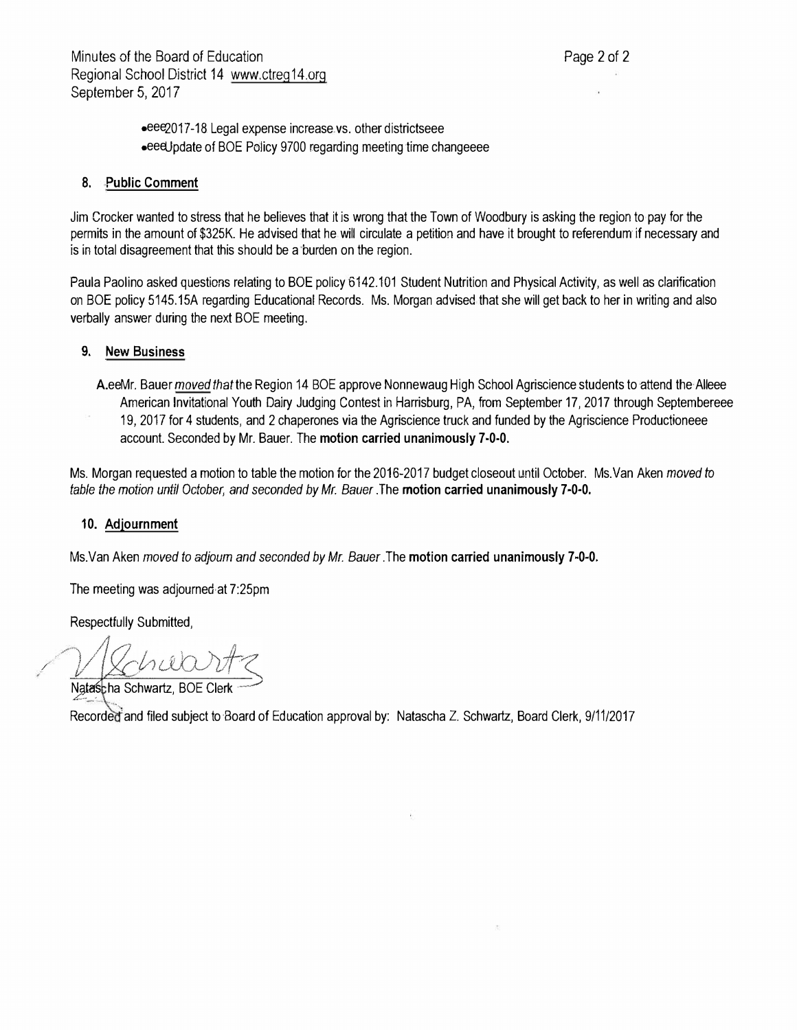- 2017-18 Legal expense increase vs. other districts
- Update of BOE Policy 9700 regarding meeting time change

## 8. Public Comment

Jim Crocker wanted to stress that he believes that it is wrong that the Town of Woodbury is asking the region to pay for the permits in the amount of $325K. He advised that he will circulate a petition and have it brought to referendum if necessary and is in total disagreement that this should be a burden on the region.

Paula Paolino asked questions relating to BOE policy 6142.101 Student Nutrition and Physical Activity, as well as clarification on BOE policy 5145.15A regarding Educational Records. Ms. Morgan advised that she will get back to her in writing and also verbally answer during the next BOE meeting.

## 9. New Business

A. Mr. Bauer *moved that* the Region 14 BOE approve Nonnewaug High School Agriscience students to attend the All American Invitational Youth Dairy Judging Contest in Harrisburg, PA, from September 17, 2017 through September 19, 2017 for 4 students, and 2 chaperones via the Agriscience truck and funded by the Agriscience Production account. Seconded by Mr. Bauer. The **motion carried unanimously 7-0-0.**

Ms. Morgan requested a motion to table the motion for the 2016-2017 budget closeout until October. Ms.Van Aken *moved to table the motion until October, and seconded by Mr. Bauer*. The **motion carried unanimously 7-0-0.**

## 10. Adjournment

Ms.Van Aken *moved to adjourn and seconded by Mr. Bauer*. The **motion carried unanimously 7-0-0.**

The meeting was adjourned at 7:25pm

Respectfully Submitted,

Natascha Schwartz, BOE Clerk

Recorded and filed subject to Board of Education approval by: Natascha Z. Schwartz, Board Clerk, 9/11/2017